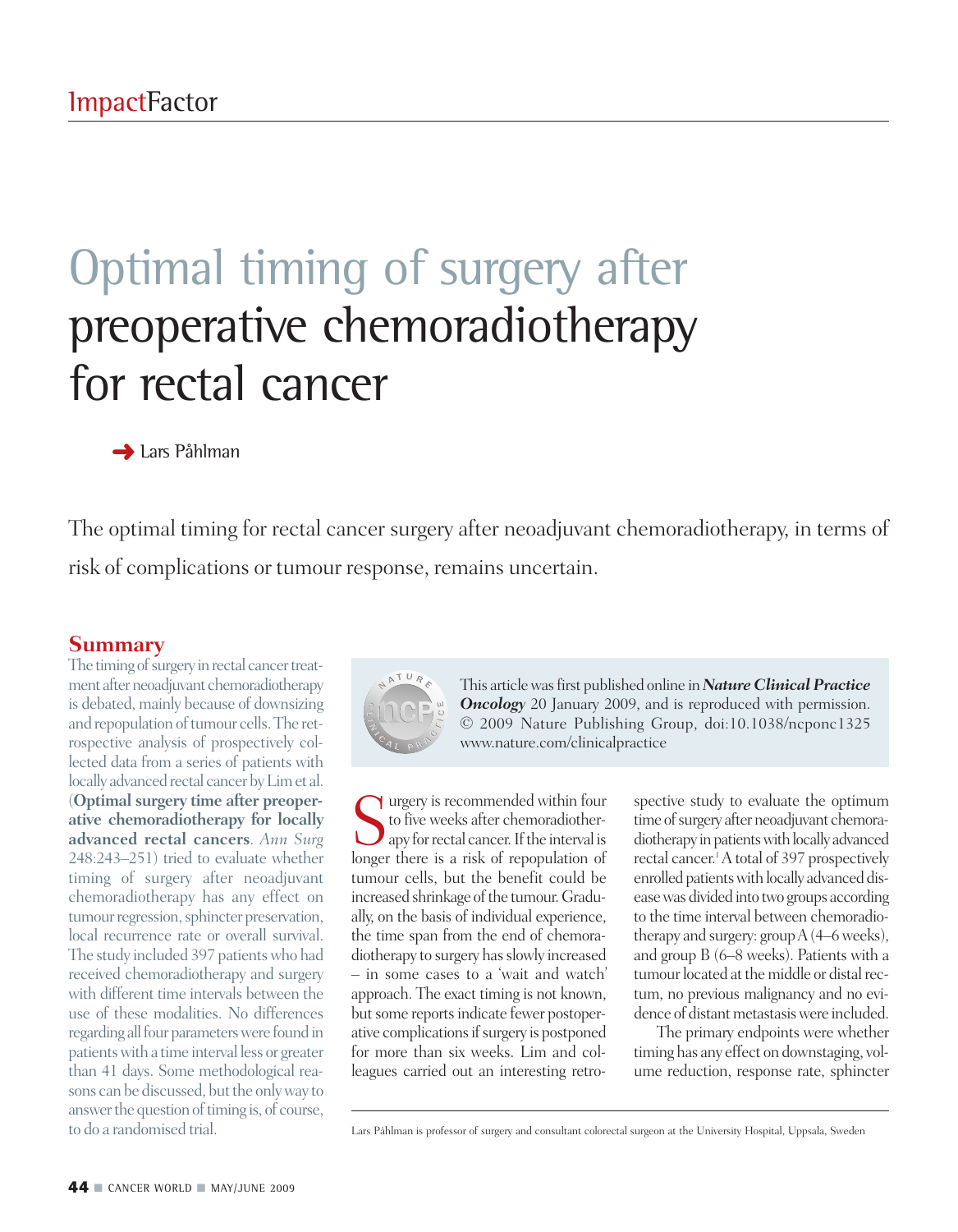# Optimal timing of surgery after preoperative chemoradiotherapy for rectal cancer

Lars Påhlman

The optimal timing for rectal cancer surgery after neoadjuvant chemoradiotherapy, in terms of risk of complications or tumour response, remains uncertain.

## Summary

The timing of surgery in rectal cancer treatment after neoadjuvant chemoradiotherapy is debated, mainly because of downsizing and repopulation of tumour cells. The retrospective analysis of prospectively collected data from a series of patients with locally advanced rectal cancer by Lim et al. (**Optimal surgery time after preoperative chemoradiotherapy for locally advanced rectal cancers**. *Ann Surg* 248:243–251) tried to evaluate whether timing of surgery after neoadjuvant chemoradiotherapy has any effect on tumour regression, sphincter preservation, local recurrence rate or overall survival. The study included 397 patients who had received chemoradiotherapy and surgery with different time intervals between the use of these modalities. No differences regarding all four parameters were found in patients with a time interval less or greater than 41 days. Some methodological reasons can be discussed, but the only way to answer the question of timing is, of course, to do a randomised trial.

This article was first published online in ***Nature Clinical Practice Oncology*** 20 January 2009, and is reproduced with permission. © 2009 Nature Publishing Group, doi:10.1038/ncponc1325 www.nature.com/clinicalpractice

Surgery is recommended within four to five weeks after chemoradiotherapy for rectal cancer. If the interval is longer there is a risk of repopulation of tumour cells, but the benefit could be increased shrinkage of the tumour. Gradually, on the basis of individual experience, the time span from the end of chemoradiotherapy to surgery has slowly increased – in some cases to a 'wait and watch' approach. The exact timing is not known, but some reports indicate fewer postoperative complications if surgery is postponed for more than six weeks. Lim and colleagues carried out an interesting retrospective study to evaluate the optimum time of surgery after neoadjuvant chemoradiotherapy in patients with locally advanced rectal cancer.[1] A total of 397 prospectively enrolled patients with locally advanced disease was divided into two groups according to the time interval between chemoradiotherapy and surgery: group A (4–6 weeks), and group B (6–8 weeks). Patients with a tumour located at the middle or distal rectum, no previous malignancy and no evidence of distant metastasis were included.

The primary endpoints were whether timing has any effect on downstaging, volume reduction, response rate, sphincter

Lars Påhlman is professor of surgery and consultant colorectal surgeon at the University Hospital, Uppsala, Sweden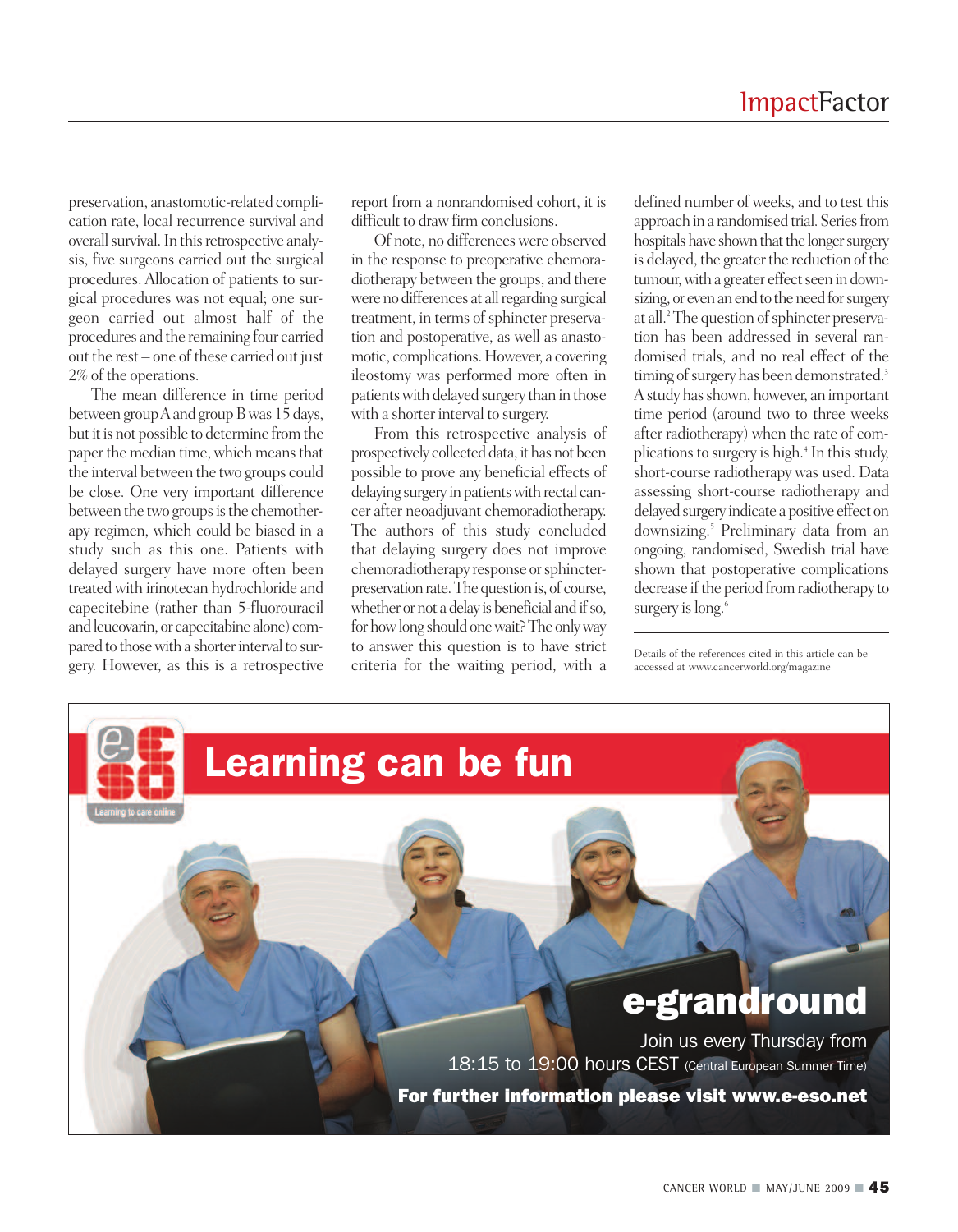preservation, anastomotic-related complication rate, local recurrence survival and overall survival. In this retrospective analysis, five surgeons carried out the surgical procedures. Allocation of patients to surgical procedures was not equal; one surgeon carried out almost half of the procedures and the remaining four carried out the rest – one of these carried out just 2% of the operations.

The mean difference in time period between group A and group B was 15 days, but it is not possible to determine from the paper the median time, which means that the interval between the two groups could be close. One very important difference between the two groups is the chemotherapy regimen, which could be biased in a study such as this one. Patients with delayed surgery have more often been treated with irinotecan hydrochloride and capecitebine (rather than 5-fluorouracil and leucovarin, or capecitabine alone) compared to those with a shorter interval to surgery. However, as this is a retrospective report from a nonrandomised cohort, it is difficult to draw firm conclusions.

Of note, no differences were observed in the response to preoperative chemoradiotherapy between the groups, and there were no differences at all regarding surgical treatment, in terms of sphincter preservation and postoperative, as well as anastomotic, complications. However, a covering ileostomy was performed more often in patients with delayed surgery than in those with a shorter interval to surgery.

From this retrospective analysis of prospectively collected data, it has not been possible to prove any beneficial effects of delaying surgery in patients with rectal cancer after neoadjuvant chemoradiotherapy. The authors of this study concluded that delaying surgery does not improve chemoradiotherapy response or sphincter-preservation rate. The question is, of course, whether or not a delay is beneficial and if so, for how long should one wait? The only way to answer this question is to have strict criteria for the waiting period, with a defined number of weeks, and to test this approach in a randomised trial. Series from hospitals have shown that the longer surgery is delayed, the greater the reduction of the tumour, with a greater effect seen in downsizing, or even an end to the need for surgery at all.[2] The question of sphincter preservation has been addressed in several randomised trials, and no real effect of the timing of surgery has been demonstrated.[3] A study has shown, however, an important time period (around two to three weeks after radiotherapy) when the rate of complications to surgery is high.[4] In this study, short-course radiotherapy was used. Data assessing short-course radiotherapy and delayed surgery indicate a positive effect on downsizing.[5] Preliminary data from an ongoing, randomised, Swedish trial have shown that postoperative complications decrease if the period from radiotherapy to surgery is long.[6]

Details of the references cited in this article can be accessed at www.cancerworld.org/magazine

Learning to care online

**Learning can be fun**

**e-grandround**

Join us every Thursday from
18:15 to 19:00 hours CEST (Central European Summer Time)

**For further information please visit www.e-eso.net**